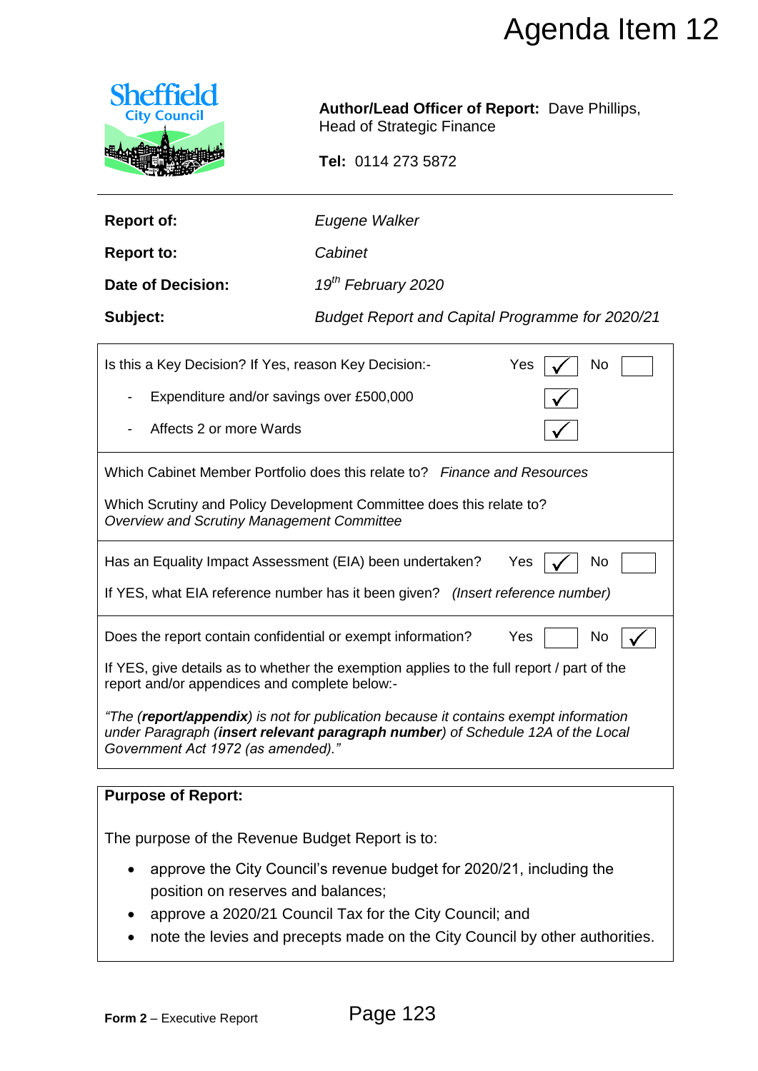# Agenda Item 12

Sheffield City Council

**Author/Lead Officer of Report:** Dave Phillips, Head of Strategic Finance

**Tel:** 0114 273 5872

| | |
|---|---|
| **Report of:** | *Eugene Walker* |
| **Report to:** | *Cabinet* |
| **Date of Decision:** | *19th February 2020* |
| **Subject:** | *Budget Report and Capital Programme for 2020/21* |

| | | |
|---|---|---|
| Is this a Key Decision? If Yes, reason Key Decision:- | Yes ✓ | No |
| - Expenditure and/or savings over £500,000 | ✓ | |
| - Affects 2 or more Wards | ✓ | |

Which Cabinet Member Portfolio does this relate to? *Finance and Resources*

Which Scrutiny and Policy Development Committee does this relate to? *Overview and Scrutiny Management Committee*

Has an Equality Impact Assessment (EIA) been undertaken? Yes ✓ No

If YES, what EIA reference number has it been given? *(Insert reference number)*

Does the report contain confidential or exempt information? Yes No ✓

If YES, give details as to whether the exemption applies to the full report / part of the report and/or appendices and complete below:-

*"The (**report/appendix**) is not for publication because it contains exempt information under Paragraph (**insert relevant paragraph number**) of Schedule 12A of the Local Government Act 1972 (as amended)."*

**Purpose of Report:**

The purpose of the Revenue Budget Report is to:

- approve the City Council's revenue budget for 2020/21, including the position on reserves and balances;
- approve a 2020/21 Council Tax for the City Council; and
- note the levies and precepts made on the City Council by other authorities.

**Form 2** – Executive Report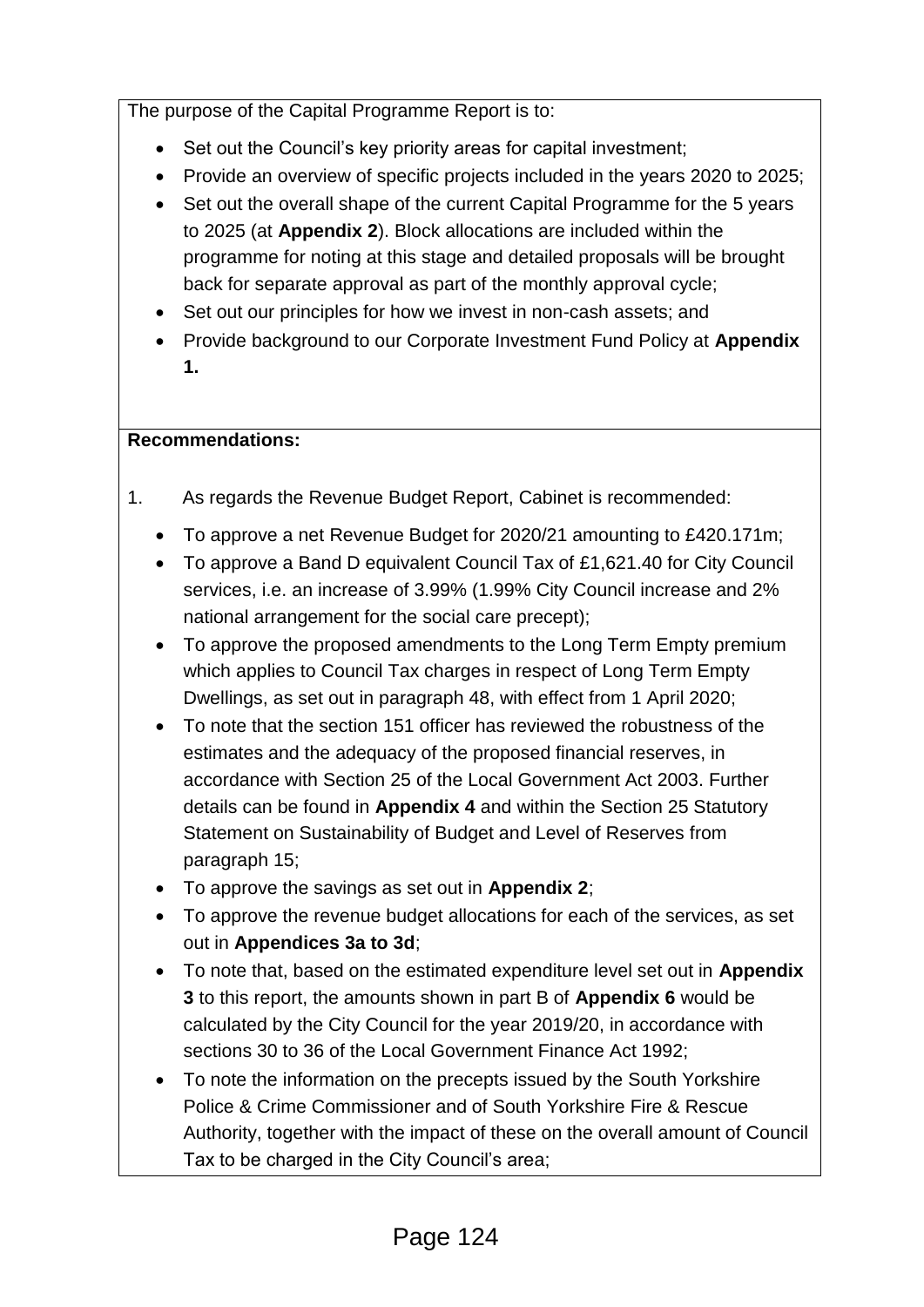The purpose of the Capital Programme Report is to:

- Set out the Council's key priority areas for capital investment;
- Provide an overview of specific projects included in the years 2020 to 2025;
- Set out the overall shape of the current Capital Programme for the 5 years to 2025 (at **Appendix 2**). Block allocations are included within the programme for noting at this stage and detailed proposals will be brought back for separate approval as part of the monthly approval cycle;
- Set out our principles for how we invest in non-cash assets; and
- Provide background to our Corporate Investment Fund Policy at **Appendix 1.**

**Recommendations:**

1. As regards the Revenue Budget Report, Cabinet is recommended:

   - To approve a net Revenue Budget for 2020/21 amounting to £420.171m;
   - To approve a Band D equivalent Council Tax of £1,621.40 for City Council services, i.e. an increase of 3.99% (1.99% City Council increase and 2% national arrangement for the social care precept);
   - To approve the proposed amendments to the Long Term Empty premium which applies to Council Tax charges in respect of Long Term Empty Dwellings, as set out in paragraph 48, with effect from 1 April 2020;
   - To note that the section 151 officer has reviewed the robustness of the estimates and the adequacy of the proposed financial reserves, in accordance with Section 25 of the Local Government Act 2003. Further details can be found in **Appendix 4** and within the Section 25 Statutory Statement on Sustainability of Budget and Level of Reserves from paragraph 15;
   - To approve the savings as set out in **Appendix 2**;
   - To approve the revenue budget allocations for each of the services, as set out in **Appendices 3a to 3d**;
   - To note that, based on the estimated expenditure level set out in **Appendix 3** to this report, the amounts shown in part B of **Appendix 6** would be calculated by the City Council for the year 2019/20, in accordance with sections 30 to 36 of the Local Government Finance Act 1992;
   - To note the information on the precepts issued by the South Yorkshire Police & Crime Commissioner and of South Yorkshire Fire & Rescue Authority, together with the impact of these on the overall amount of Council Tax to be charged in the City Council's area;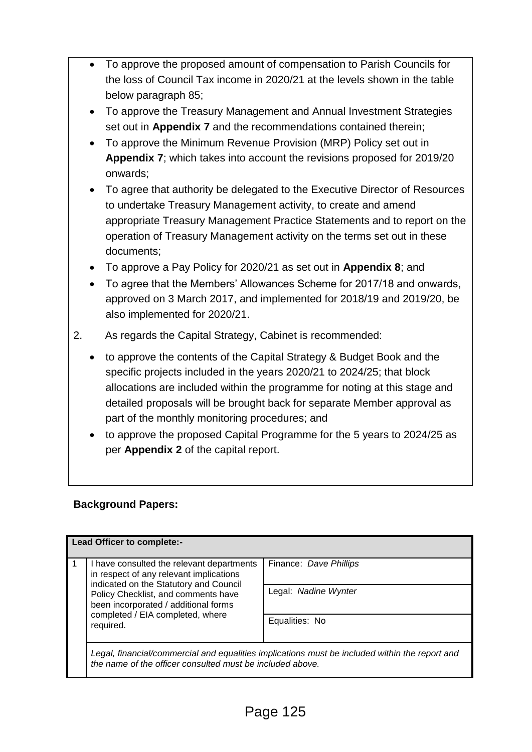- To approve the proposed amount of compensation to Parish Councils for the loss of Council Tax income in 2020/21 at the levels shown in the table below paragraph 85;
- To approve the Treasury Management and Annual Investment Strategies set out in **Appendix 7** and the recommendations contained therein;
- To approve the Minimum Revenue Provision (MRP) Policy set out in **Appendix 7**; which takes into account the revisions proposed for 2019/20 onwards;
- To agree that authority be delegated to the Executive Director of Resources to undertake Treasury Management activity, to create and amend appropriate Treasury Management Practice Statements and to report on the operation of Treasury Management activity on the terms set out in these documents;
- To approve a Pay Policy for 2020/21 as set out in **Appendix 8**; and
- To agree that the Members' Allowances Scheme for 2017/18 and onwards, approved on 3 March 2017, and implemented for 2018/19 and 2019/20, be also implemented for 2020/21.

2. As regards the Capital Strategy, Cabinet is recommended:

- to approve the contents of the Capital Strategy & Budget Book and the specific projects included in the years 2020/21 to 2024/25; that block allocations are included within the programme for noting at this stage and detailed proposals will be brought back for separate Member approval as part of the monthly monitoring procedures; and
- to approve the proposed Capital Programme for the 5 years to 2024/25 as per **Appendix 2** of the capital report.

**Background Papers:**

| **Lead Officer to complete:-** | | |
|---|---|---|
| 1 | I have consulted the relevant departments in respect of any relevant implications indicated on the Statutory and Council Policy Checklist, and comments have been incorporated / additional forms completed / EIA completed, where required. | Finance: *Dave Phillips* |
| | | Legal: *Nadine Wynter* |
| | | Equalities: No |
| | *Legal, financial/commercial and equalities implications must be included within the report and the name of the officer consulted must be included above.* | |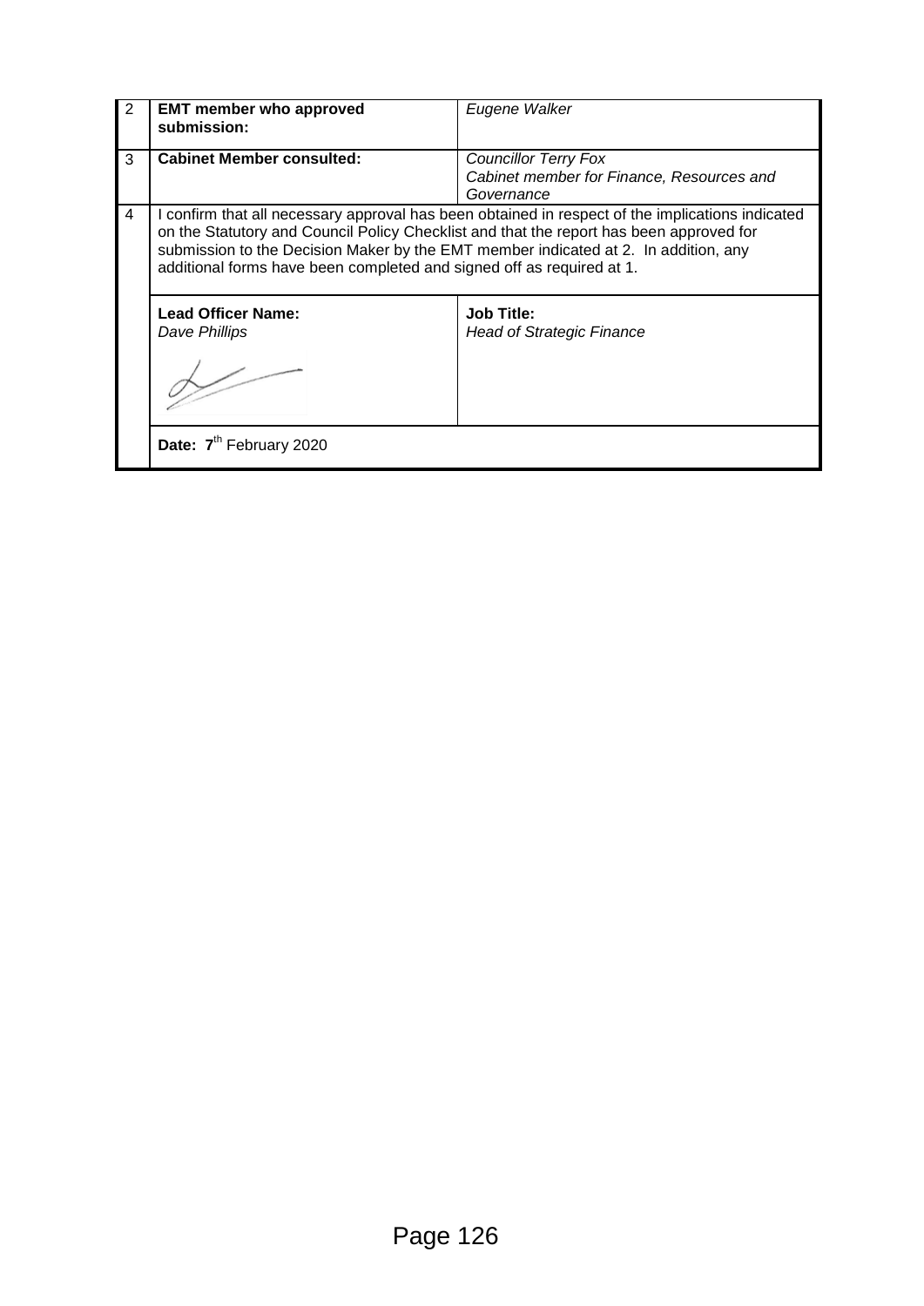| | | |
|---|---|---|
| 2 | **EMT member who approved submission:** | *Eugene Walker* |
| 3 | **Cabinet Member consulted:** | *Councillor Terry Fox*<br>*Cabinet member for Finance, Resources and Governance* |
| 4 | I confirm that all necessary approval has been obtained in respect of the implications indicated on the Statutory and Council Policy Checklist and that the report has been approved for submission to the Decision Maker by the EMT member indicated at 2. In addition, any additional forms have been completed and signed off as required at 1. | |
| | **Lead Officer Name:**<br>*Dave Phillips* | **Job Title:**<br>*Head of Strategic Finance* |
| | **Date:** 7th February 2020 | |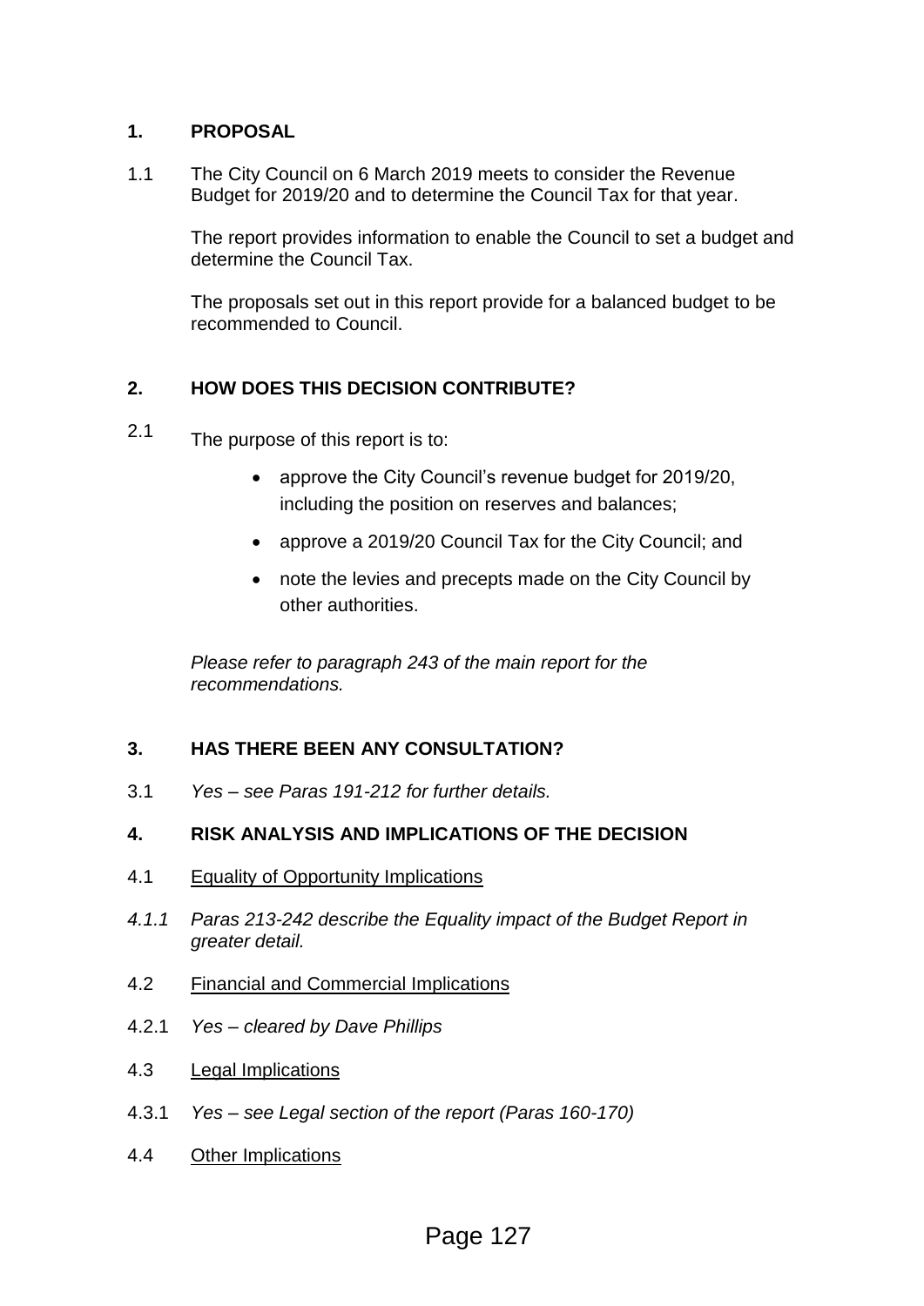## 1. PROPOSAL

1.1 The City Council on 6 March 2019 meets to consider the Revenue Budget for 2019/20 and to determine the Council Tax for that year.

The report provides information to enable the Council to set a budget and determine the Council Tax.

The proposals set out in this report provide for a balanced budget to be recommended to Council.

## 2. HOW DOES THIS DECISION CONTRIBUTE?

2.1 The purpose of this report is to:

- approve the City Council's revenue budget for 2019/20, including the position on reserves and balances;
- approve a 2019/20 Council Tax for the City Council; and
- note the levies and precepts made on the City Council by other authorities.

*Please refer to paragraph 243 of the main report for the recommendations.*

## 3. HAS THERE BEEN ANY CONSULTATION?

3.1 *Yes – see Paras 191-212 for further details.*

## 4. RISK ANALYSIS AND IMPLICATIONS OF THE DECISION

4.1 Equality of Opportunity Implications

*4.1.1 Paras 213-242 describe the Equality impact of the Budget Report in greater detail.*

4.2 Financial and Commercial Implications

4.2.1 *Yes – cleared by Dave Phillips*

4.3 Legal Implications

4.3.1 *Yes – see Legal section of the report (Paras 160-170)*

4.4 Other Implications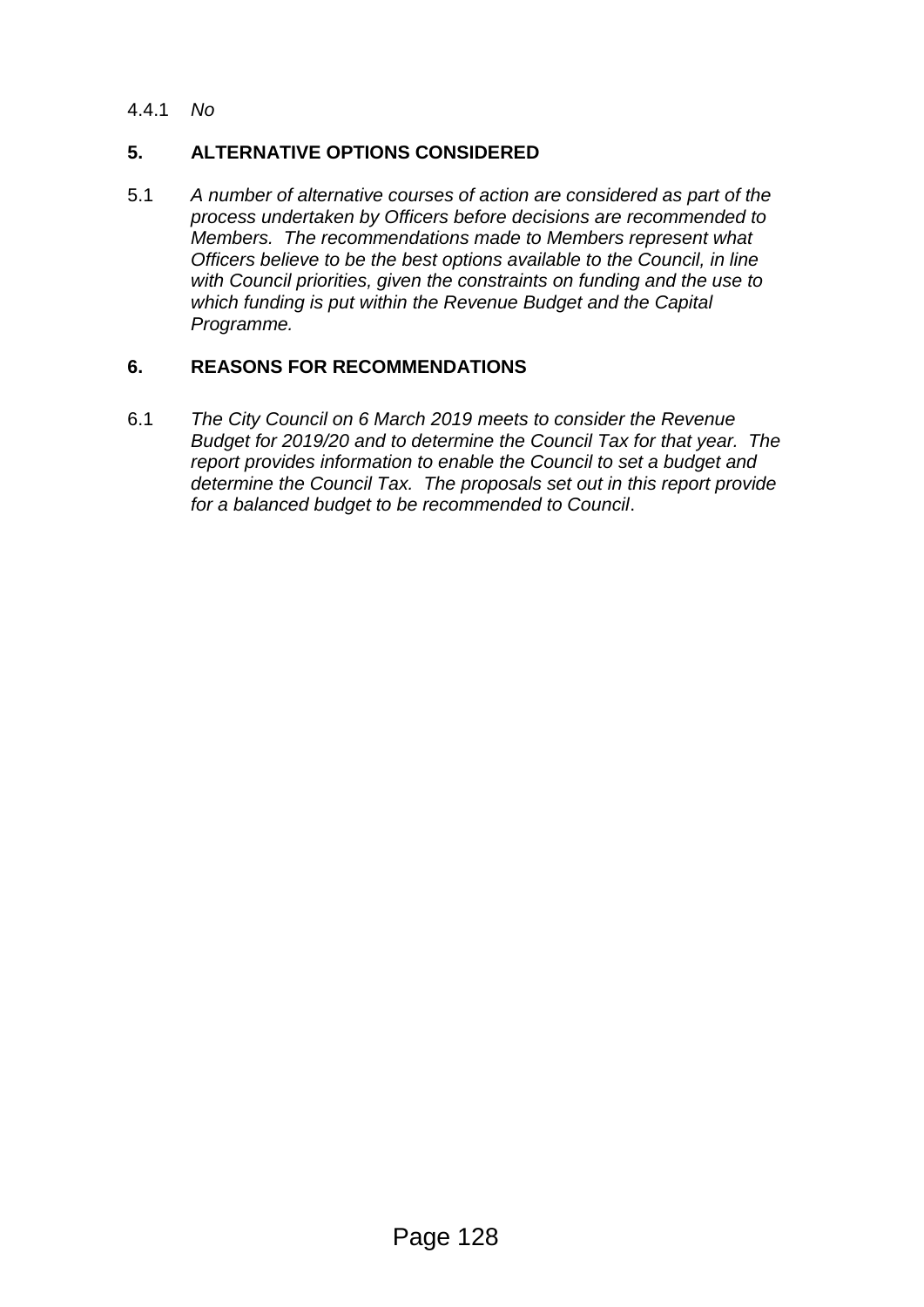4.4.1 *No*

## 5. ALTERNATIVE OPTIONS CONSIDERED

5.1 *A number of alternative courses of action are considered as part of the process undertaken by Officers before decisions are recommended to Members. The recommendations made to Members represent what Officers believe to be the best options available to the Council, in line with Council priorities, given the constraints on funding and the use to which funding is put within the Revenue Budget and the Capital Programme.*

## 6. REASONS FOR RECOMMENDATIONS

6.1 *The City Council on 6 March 2019 meets to consider the Revenue Budget for 2019/20 and to determine the Council Tax for that year. The report provides information to enable the Council to set a budget and determine the Council Tax. The proposals set out in this report provide for a balanced budget to be recommended to Council*.